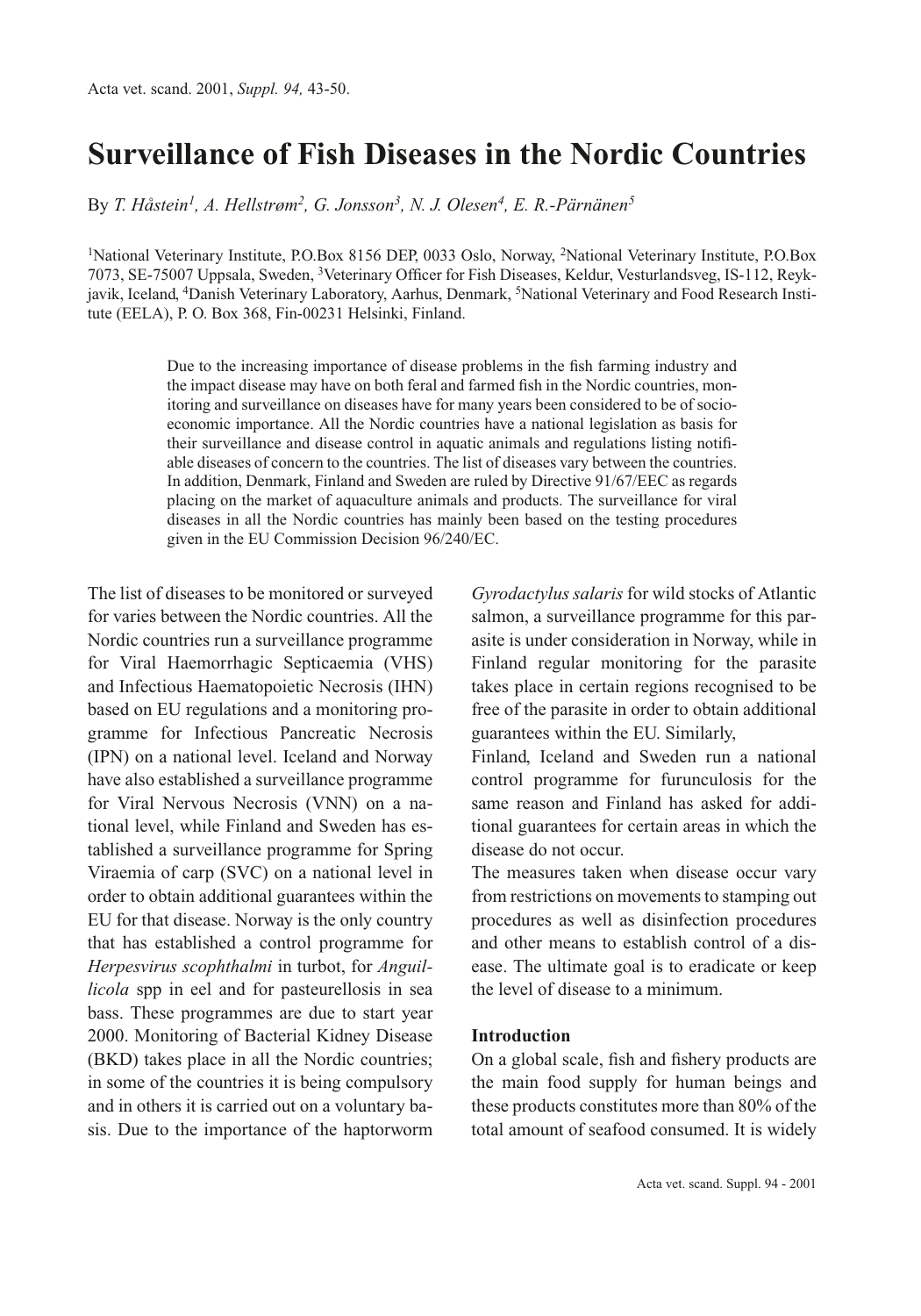# Surveillance of Fish Diseases in the Nordic Countries

By *T. Håstein[1], A. Hellstrøm[2], G. Jonsson[3], N. J. Olesen[4], E. R.-Pärnänen[5]*

[1]National Veterinary Institute, P.O.Box 8156 DEP, 0033 Oslo, Norway, [2]National Veterinary Institute, P.O.Box 7073, SE-75007 Uppsala, Sweden, [3]Veterinary Officer for Fish Diseases, Keldur, Vesturlandsveg, IS-112, Reykjavik, Iceland, [4]Danish Veterinary Laboratory, Aarhus, Denmark, [5]National Veterinary and Food Research Institute (EELA), P. O. Box 368, Fin-00231 Helsinki, Finland.

Due to the increasing importance of disease problems in the fish farming industry and the impact disease may have on both feral and farmed fish in the Nordic countries, monitoring and surveillance on diseases have for many years been considered to be of socio-economic importance. All the Nordic countries have a national legislation as basis for their surveillance and disease control in aquatic animals and regulations listing notifiable diseases of concern to the countries. The list of diseases vary between the countries. In addition, Denmark, Finland and Sweden are ruled by Directive 91/67/EEC as regards placing on the market of aquaculture animals and products. The surveillance for viral diseases in all the Nordic countries has mainly been based on the testing procedures given in the EU Commission Decision 96/240/EC.

The list of diseases to be monitored or surveyed for varies between the Nordic countries. All the Nordic countries run a surveillance programme for Viral Haemorrhagic Septicaemia (VHS) and Infectious Haematopoietic Necrosis (IHN) based on EU regulations and a monitoring programme for Infectious Pancreatic Necrosis (IPN) on a national level. Iceland and Norway have also established a surveillance programme for Viral Nervous Necrosis (VNN) on a national level, while Finland and Sweden has established a surveillance programme for Spring Viraemia of carp (SVC) on a national level in order to obtain additional guarantees within the EU for that disease. Norway is the only country that has established a control programme for *Herpesvirus scophthalmi* in turbot, for *Anguillicola* spp in eel and for pasteurellosis in sea bass. These programmes are due to start year 2000. Monitoring of Bacterial Kidney Disease (BKD) takes place in all the Nordic countries; in some of the countries it is being compulsory and in others it is carried out on a voluntary basis. Due to the importance of the haptorworm *Gyrodactylus salaris* for wild stocks of Atlantic salmon, a surveillance programme for this parasite is under consideration in Norway, while in Finland regular monitoring for the parasite takes place in certain regions recognised to be free of the parasite in order to obtain additional guarantees within the EU. Similarly, Finland, Iceland and Sweden run a national control programme for furunculosis for the same reason and Finland has asked for additional guarantees for certain areas in which the disease do not occur.

The measures taken when disease occur vary from restrictions on movements to stamping out procedures as well as disinfection procedures and other means to establish control of a disease. The ultimate goal is to eradicate or keep the level of disease to a minimum.

## Introduction

On a global scale, fish and fishery products are the main food supply for human beings and these products constitutes more than 80% of the total amount of seafood consumed. It is widely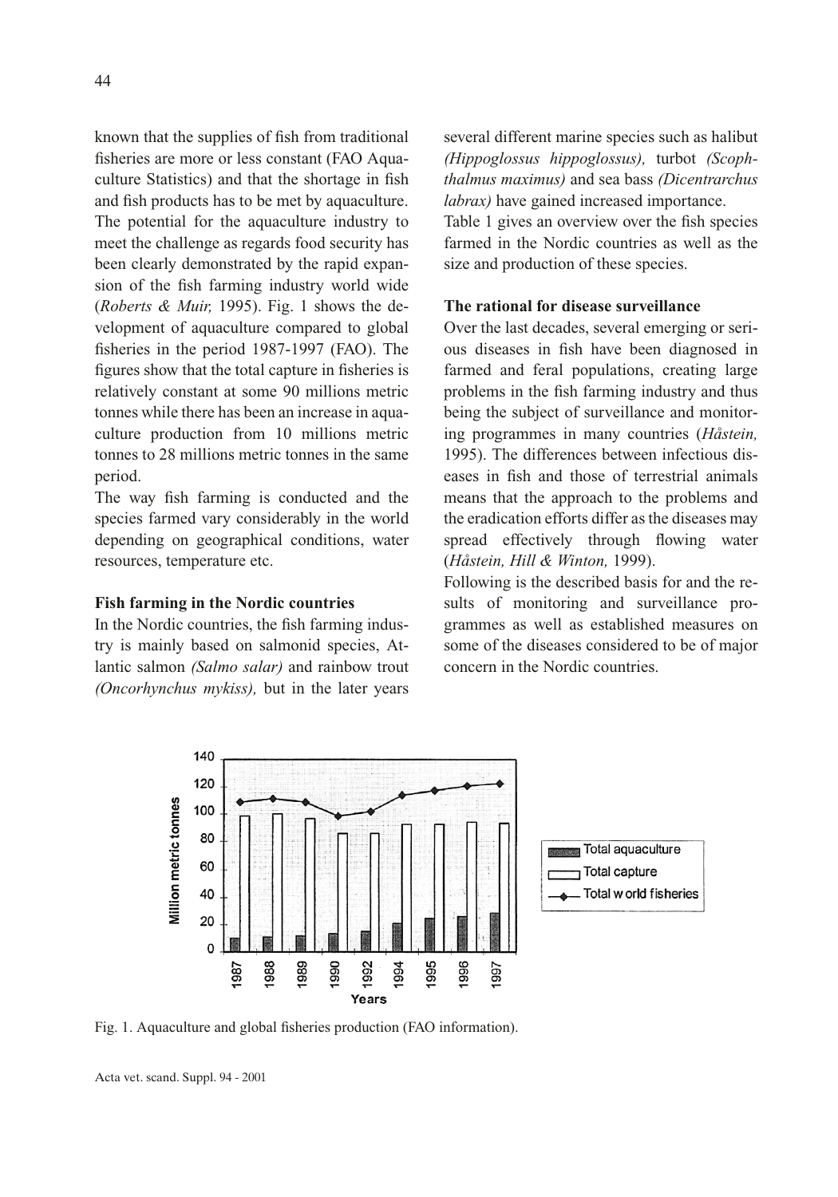known that the supplies of fish from traditional fisheries are more or less constant (FAO Aquaculture Statistics) and that the shortage in fish and fish products has to be met by aquaculture. The potential for the aquaculture industry to meet the challenge as regards food security has been clearly demonstrated by the rapid expansion of the fish farming industry world wide (*Roberts & Muir,* 1995). Fig. 1 shows the development of aquaculture compared to global fisheries in the period 1987-1997 (FAO). The figures show that the total capture in fisheries is relatively constant at some 90 millions metric tonnes while there has been an increase in aquaculture production from 10 millions metric tonnes to 28 millions metric tonnes in the same period.

The way fish farming is conducted and the species farmed vary considerably in the world depending on geographical conditions, water resources, temperature etc.

**Fish farming in the Nordic countries**

In the Nordic countries, the fish farming industry is mainly based on salmonid species, Atlantic salmon *(Salmo salar)* and rainbow trout *(Oncorhynchus mykiss),* but in the later years several different marine species such as halibut *(Hippoglossus hippoglossus),* turbot *(Scophthalmus maximus)* and sea bass *(Dicentrarchus labrax)* have gained increased importance.

Table 1 gives an overview over the fish species farmed in the Nordic countries as well as the size and production of these species.

**The rational for disease surveillance**

Over the last decades, several emerging or serious diseases in fish have been diagnosed in farmed and feral populations, creating large problems in the fish farming industry and thus being the subject of surveillance and monitoring programmes in many countries (*Håstein,* 1995). The differences between infectious diseases in fish and those of terrestrial animals means that the approach to the problems and the eradication efforts differ as the diseases may spread effectively through flowing water (*Håstein, Hill & Winton,* 1999).

Following is the described basis for and the results of monitoring and surveillance programmes as well as established measures on some of the diseases considered to be of major concern in the Nordic countries.

Fig. 1. Aquaculture and global fisheries production (FAO information).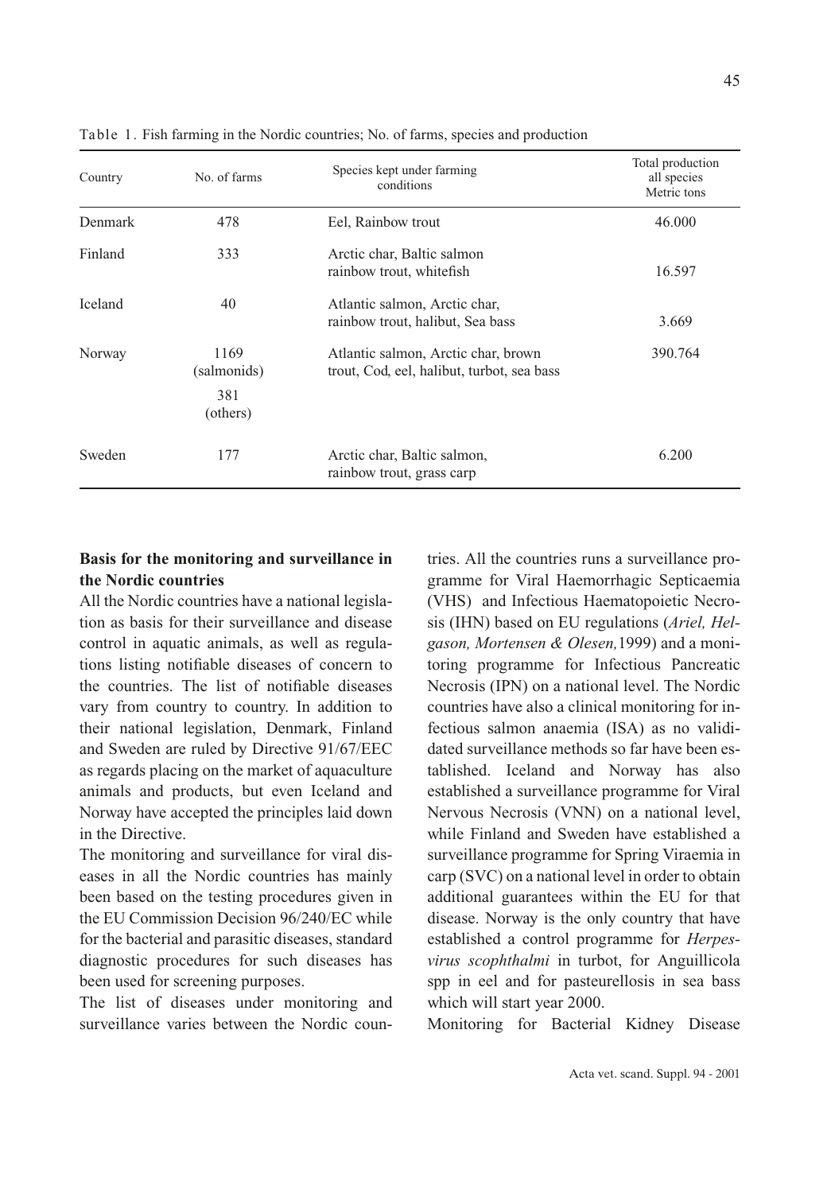Table 1. Fish farming in the Nordic countries; No. of farms, species and production

| Country | No. of farms | Species kept under farming conditions | Total production all species Metric tons |
|---|---|---|---|
| Denmark | 478 | Eel, Rainbow trout | 46.000 |
| Finland | 333 | Arctic char, Baltic salmon rainbow trout, whitefish | 16.597 |
| Iceland | 40 | Atlantic salmon, Arctic char, rainbow trout, halibut, Sea bass | 3.669 |
| Norway | 1169 (salmonids) 381 (others) | Atlantic salmon, Arctic char, brown trout, Cod, eel, halibut, turbot, sea bass | 390.764 |
| Sweden | 177 | Arctic char, Baltic salmon, rainbow trout, grass carp | 6.200 |

**Basis for the monitoring and surveillance in the Nordic countries**

All the Nordic countries have a national legislation as basis for their surveillance and disease control in aquatic animals, as well as regulations listing notifiable diseases of concern to the countries. The list of notifiable diseases vary from country to country. In addition to their national legislation, Denmark, Finland and Sweden are ruled by Directive 91/67/EEC as regards placing on the market of aquaculture animals and products, but even Iceland and Norway have accepted the principles laid down in the Directive.

The monitoring and surveillance for viral diseases in all the Nordic countries has mainly been based on the testing procedures given in the EU Commission Decision 96/240/EC while for the bacterial and parasitic diseases, standard diagnostic procedures for such diseases has been used for screening purposes.

The list of diseases under monitoring and surveillance varies between the Nordic countries. All the countries runs a surveillance programme for Viral Haemorrhagic Septicaemia (VHS) and Infectious Haematopoietic Necrosis (IHN) based on EU regulations (*Ariel, Helgason, Mortensen & Olesen,*1999) and a monitoring programme for Infectious Pancreatic Necrosis (IPN) on a national level. The Nordic countries have also a clinical monitoring for infectious salmon anaemia (ISA) as no valididated surveillance methods so far have been established. Iceland and Norway has also established a surveillance programme for Viral Nervous Necrosis (VNN) on a national level, while Finland and Sweden have established a surveillance programme for Spring Viraemia in carp (SVC) on a national level in order to obtain additional guarantees within the EU for that disease. Norway is the only country that have established a control programme for *Herpesvirus scophthalmi* in turbot, for Anguillicola spp in eel and for pasteurellosis in sea bass which will start year 2000.

Monitoring for Bacterial Kidney Disease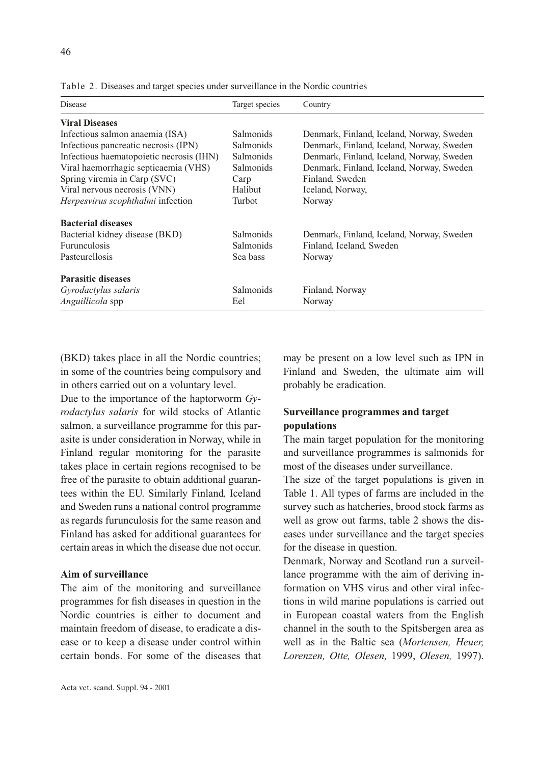Table 2. Diseases and target species under surveillance in the Nordic countries

| Disease | Target species | Country |
|---|---|---|
| **Viral Diseases** | | |
| Infectious salmon anaemia (ISA) | Salmonids | Denmark, Finland, Iceland, Norway, Sweden |
| Infectious pancreatic necrosis (IPN) | Salmonids | Denmark, Finland, Iceland, Norway, Sweden |
| Infectious haematopoietic necrosis (IHN) | Salmonids | Denmark, Finland, Iceland, Norway, Sweden |
| Viral haemorrhagic septicaemia (VHS) | Salmonids | Denmark, Finland, Iceland, Norway, Sweden |
| Spring viremia in Carp (SVC) | Carp | Finland, Sweden |
| Viral nervous necrosis (VNN) | Halibut | Iceland, Norway, |
| *Herpesvirus scophthalmi* infection | Turbot | Norway |
| **Bacterial diseases** | | |
| Bacterial kidney disease (BKD) | Salmonids | Denmark, Finland, Iceland, Norway, Sweden |
| Furunculosis | Salmonids | Finland, Iceland, Sweden |
| Pasteurellosis | Sea bass | Norway |
| **Parasitic diseases** | | |
| *Gyrodactylus salaris* | Salmonids | Finland, Norway |
| *Anguillicola* spp | Eel | Norway |

(BKD) takes place in all the Nordic countries; in some of the countries being compulsory and in others carried out on a voluntary level.

Due to the importance of the haptorworm *Gyrodactylus salaris* for wild stocks of Atlantic salmon, a surveillance programme for this parasite is under consideration in Norway, while in Finland regular monitoring for the parasite takes place in certain regions recognised to be free of the parasite to obtain additional guarantees within the EU. Similarly Finland, Iceland and Sweden runs a national control programme as regards furunculosis for the same reason and Finland has asked for additional guarantees for certain areas in which the disease due not occur.

### Aim of surveillance

The aim of the monitoring and surveillance programmes for fish diseases in question in the Nordic countries is either to document and maintain freedom of disease, to eradicate a disease or to keep a disease under control within certain bonds. For some of the diseases that may be present on a low level such as IPN in Finland and Sweden, the ultimate aim will probably be eradication.

### Surveillance programmes and target populations

The main target population for the monitoring and surveillance programmes is salmonids for most of the diseases under surveillance.

The size of the target populations is given in Table 1. All types of farms are included in the survey such as hatcheries, brood stock farms as well as grow out farms, table 2 shows the diseases under surveillance and the target species for the disease in question.

Denmark, Norway and Scotland run a surveillance programme with the aim of deriving information on VHS virus and other viral infections in wild marine populations is carried out in European coastal waters from the English channel in the south to the Spitsbergen area as well as in the Baltic sea (*Mortensen, Heuer, Lorenzen, Otte, Olesen,* 1999, *Olesen,* 1997).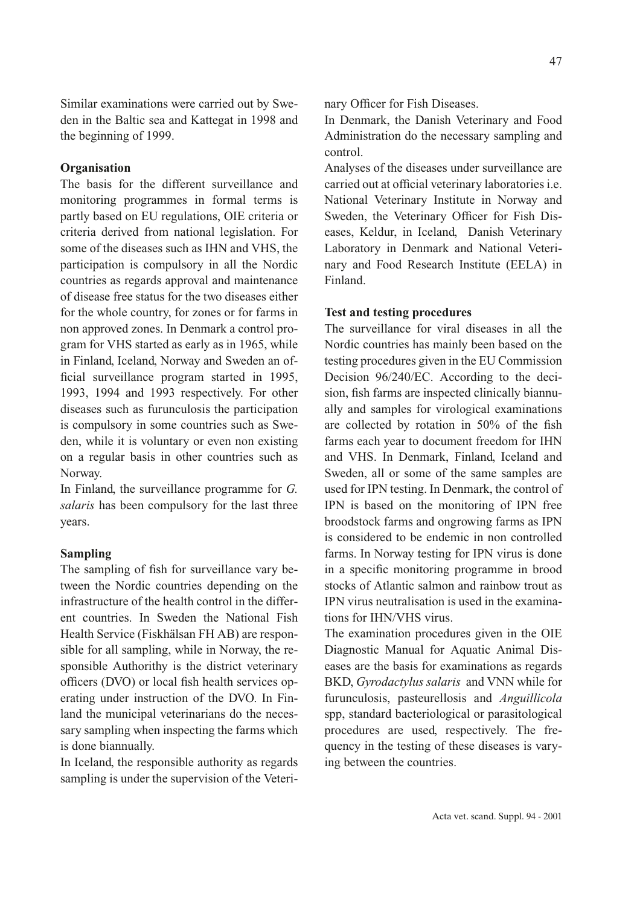Similar examinations were carried out by Sweden in the Baltic sea and Kattegat in 1998 and the beginning of 1999.

**Organisation**

The basis for the different surveillance and monitoring programmes in formal terms is partly based on EU regulations, OIE criteria or criteria derived from national legislation. For some of the diseases such as IHN and VHS, the participation is compulsory in all the Nordic countries as regards approval and maintenance of disease free status for the two diseases either for the whole country, for zones or for farms in non approved zones. In Denmark a control program for VHS started as early as in 1965, while in Finland, Iceland, Norway and Sweden an official surveillance program started in 1995, 1993, 1994 and 1993 respectively. For other diseases such as furunculosis the participation is compulsory in some countries such as Sweden, while it is voluntary or even non existing on a regular basis in other countries such as Norway.

In Finland, the surveillance programme for *G. salaris* has been compulsory for the last three years.

**Sampling**

The sampling of fish for surveillance vary between the Nordic countries depending on the infrastructure of the health control in the different countries. In Sweden the National Fish Health Service (Fiskhälsan FH AB) are responsible for all sampling, while in Norway, the responsible Authorithy is the district veterinary officers (DVO) or local fish health services operating under instruction of the DVO. In Finland the municipal veterinarians do the necessary sampling when inspecting the farms which is done biannually.

In Iceland, the responsible authority as regards sampling is under the supervision of the Veterinary Officer for Fish Diseases.

In Denmark, the Danish Veterinary and Food Administration do the necessary sampling and control.

Analyses of the diseases under surveillance are carried out at official veterinary laboratories i.e. National Veterinary Institute in Norway and Sweden, the Veterinary Officer for Fish Diseases, Keldur, in Iceland, Danish Veterinary Laboratory in Denmark and National Veterinary and Food Research Institute (EELA) in Finland.

**Test and testing procedures**

The surveillance for viral diseases in all the Nordic countries has mainly been based on the testing procedures given in the EU Commission Decision 96/240/EC. According to the decision, fish farms are inspected clinically biannually and samples for virological examinations are collected by rotation in 50% of the fish farms each year to document freedom for IHN and VHS. In Denmark, Finland, Iceland and Sweden, all or some of the same samples are used for IPN testing. In Denmark, the control of IPN is based on the monitoring of IPN free broodstock farms and ongrowing farms as IPN is considered to be endemic in non controlled farms. In Norway testing for IPN virus is done in a specific monitoring programme in brood stocks of Atlantic salmon and rainbow trout as IPN virus neutralisation is used in the examinations for IHN/VHS virus.

The examination procedures given in the OIE Diagnostic Manual for Aquatic Animal Diseases are the basis for examinations as regards BKD, *Gyrodactylus salaris* and VNN while for furunculosis, pasteurellosis and *Anguillicola* spp, standard bacteriological or parasitological procedures are used, respectively. The frequency in the testing of these diseases is varying between the countries.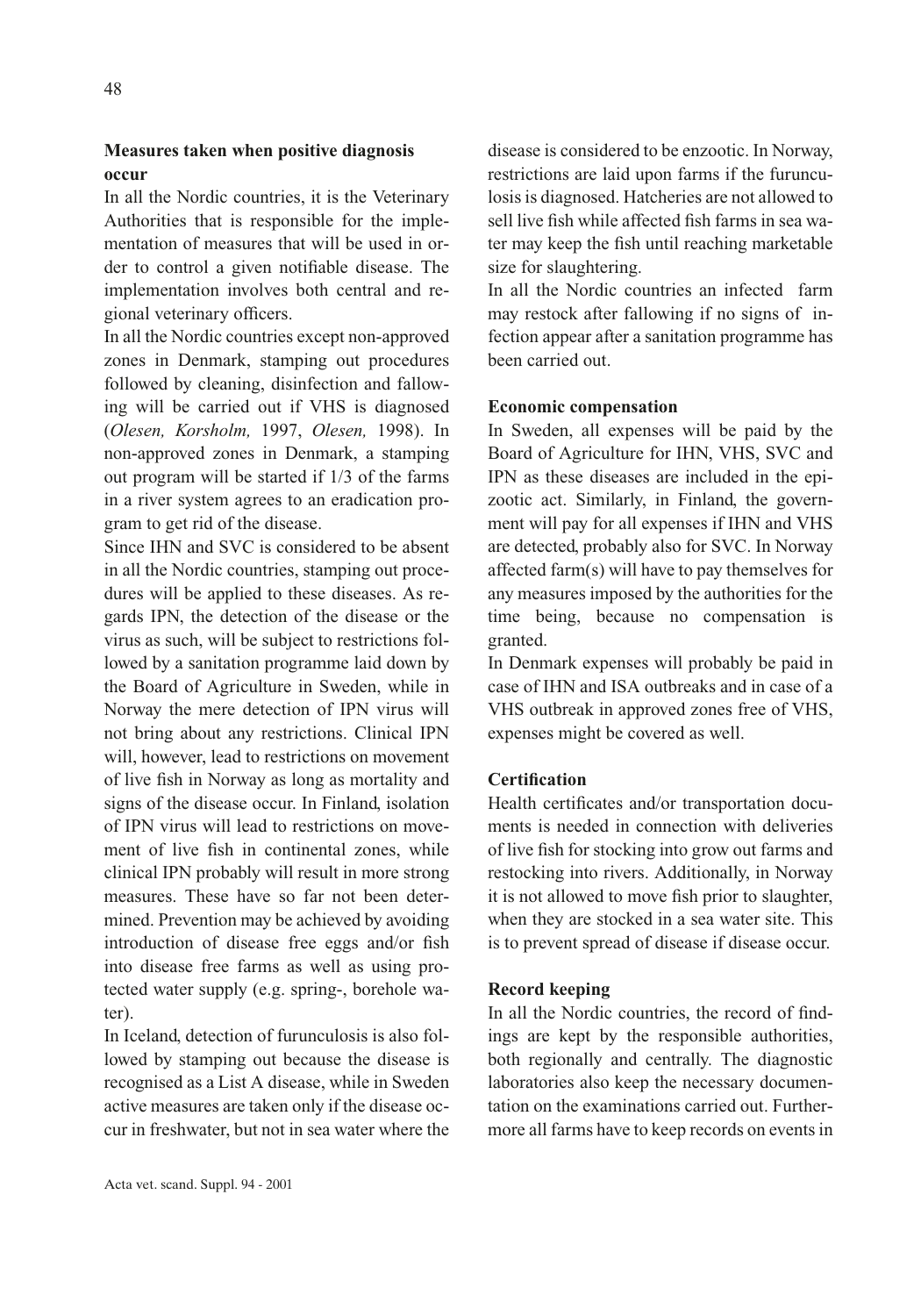**Measures taken when positive diagnosis occur**

In all the Nordic countries, it is the Veterinary Authorities that is responsible for the implementation of measures that will be used in order to control a given notifiable disease. The implementation involves both central and regional veterinary officers.

In all the Nordic countries except non-approved zones in Denmark, stamping out procedures followed by cleaning, disinfection and fallowing will be carried out if VHS is diagnosed (*Olesen, Korsholm,* 1997, *Olesen,* 1998). In non-approved zones in Denmark, a stamping out program will be started if 1/3 of the farms in a river system agrees to an eradication program to get rid of the disease.

Since IHN and SVC is considered to be absent in all the Nordic countries, stamping out procedures will be applied to these diseases. As regards IPN, the detection of the disease or the virus as such, will be subject to restrictions followed by a sanitation programme laid down by the Board of Agriculture in Sweden, while in Norway the mere detection of IPN virus will not bring about any restrictions. Clinical IPN will, however, lead to restrictions on movement of live fish in Norway as long as mortality and signs of the disease occur. In Finland, isolation of IPN virus will lead to restrictions on movement of live fish in continental zones, while clinical IPN probably will result in more strong measures. These have so far not been determined. Prevention may be achieved by avoiding introduction of disease free eggs and/or fish into disease free farms as well as using protected water supply (e.g. spring-, borehole water).

In Iceland, detection of furunculosis is also followed by stamping out because the disease is recognised as a List A disease, while in Sweden active measures are taken only if the disease occur in freshwater, but not in sea water where the disease is considered to be enzootic. In Norway, restrictions are laid upon farms if the furunculosis is diagnosed. Hatcheries are not allowed to sell live fish while affected fish farms in sea water may keep the fish until reaching marketable size for slaughtering.

In all the Nordic countries an infected farm may restock after fallowing if no signs of infection appear after a sanitation programme has been carried out.

**Economic compensation**

In Sweden, all expenses will be paid by the Board of Agriculture for IHN, VHS, SVC and IPN as these diseases are included in the epizootic act. Similarly, in Finland, the government will pay for all expenses if IHN and VHS are detected, probably also for SVC. In Norway affected farm(s) will have to pay themselves for any measures imposed by the authorities for the time being, because no compensation is granted.

In Denmark expenses will probably be paid in case of IHN and ISA outbreaks and in case of a VHS outbreak in approved zones free of VHS, expenses might be covered as well.

**Certification**

Health certificates and/or transportation documents is needed in connection with deliveries of live fish for stocking into grow out farms and restocking into rivers. Additionally, in Norway it is not allowed to move fish prior to slaughter, when they are stocked in a sea water site. This is to prevent spread of disease if disease occur.

**Record keeping**

In all the Nordic countries, the record of findings are kept by the responsible authorities, both regionally and centrally. The diagnostic laboratories also keep the necessary documentation on the examinations carried out. Furthermore all farms have to keep records on events in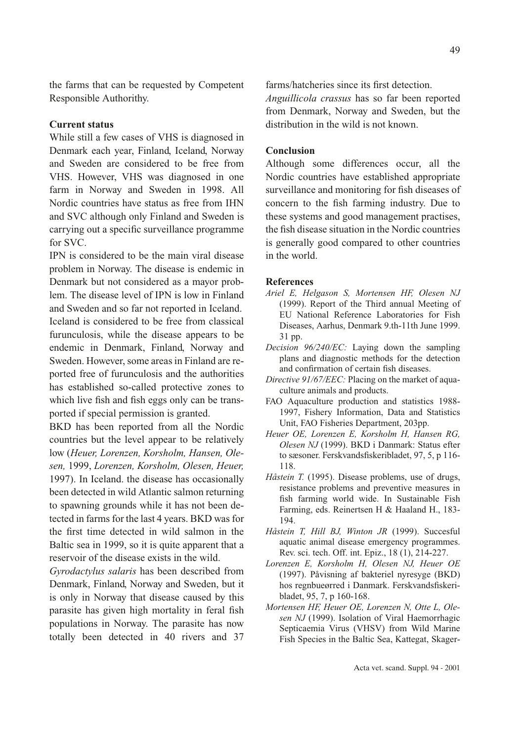the farms that can be requested by Competent Responsible Authorithy.

### Current status

While still a few cases of VHS is diagnosed in Denmark each year, Finland, Iceland, Norway and Sweden are considered to be free from VHS. However, VHS was diagnosed in one farm in Norway and Sweden in 1998. All Nordic countries have status as free from IHN and SVC although only Finland and Sweden is carrying out a specific surveillance programme for SVC.

IPN is considered to be the main viral disease problem in Norway. The disease is endemic in Denmark but not considered as a mayor problem. The disease level of IPN is low in Finland and Sweden and so far not reported in Iceland.

Iceland is considered to be free from classical furunculosis, while the disease appears to be endemic in Denmark, Finland, Norway and Sweden. However, some areas in Finland are reported free of furunculosis and the authorities has established so-called protective zones to which live fish and fish eggs only can be transported if special permission is granted.

BKD has been reported from all the Nordic countries but the level appear to be relatively low (*Heuer, Lorenzen, Korsholm, Hansen, Olesen,* 1999, *Lorenzen, Korsholm, Olesen, Heuer,* 1997). In Iceland. the disease has occasionally been detected in wild Atlantic salmon returning to spawning grounds while it has not been detected in farms for the last 4 years. BKD was for the first time detected in wild salmon in the Baltic sea in 1999, so it is quite apparent that a reservoir of the disease exists in the wild.

*Gyrodactylus salaris* has been described from Denmark, Finland, Norway and Sweden, but it is only in Norway that disease caused by this parasite has given high mortality in feral fish populations in Norway. The parasite has now totally been detected in 40 rivers and 37 farms/hatcheries since its first detection.

*Anguillicola crassus* has so far been reported from Denmark, Norway and Sweden, but the distribution in the wild is not known.

### Conclusion

Although some differences occur, all the Nordic countries have established appropriate surveillance and monitoring for fish diseases of concern to the fish farming industry. Due to these systems and good management practises, the fish disease situation in the Nordic countries is generally good compared to other countries in the world.

### References

*Ariel E, Helgason S, Mortensen HF, Olesen NJ* (1999). Report of the Third annual Meeting of EU National Reference Laboratories for Fish Diseases, Aarhus, Denmark 9.th-11th June 1999. 31 pp.

*Decision 96/240/EC:* Laying down the sampling plans and diagnostic methods for the detection and confirmation of certain fish diseases.

*Directive 91/67/EEC:* Placing on the market of aquaculture animals and products.

FAO Aquaculture production and statistics 1988-1997, Fishery Information, Data and Statistics Unit, FAO Fisheries Department, 203pp.

*Heuer OE, Lorenzen E, Korsholm H, Hansen RG, Olesen NJ* (1999). BKD i Danmark: Status efter to sæsoner. Ferskvandsfiskeribladet, 97, 5, p 116-118.

*Håstein T.* (1995). Disease problems, use of drugs, resistance problems and preventive measures in fish farming world wide. In Sustainable Fish Farming, eds. Reinertsen H & Haaland H., 183-194.

*Håstein T, Hill BJ, Winton JR* (1999). Succesful aquatic animal disease emergency programmes. Rev. sci. tech. Off. int. Epiz., 18 (1), 214-227.

*Lorenzen E, Korsholm H, Olesen NJ, Heuer OE* (1997). Påvisning af bakteriel nyresyge (BKD) hos regnbueørred i Danmark. Ferskvandsfiskeribladet, 95, 7, p 160-168.

*Mortensen HF, Heuer OE, Lorenzen N, Otte L, Olesen NJ* (1999). Isolation of Viral Haemorrhagic Septicaemia Virus (VHSV) from Wild Marine Fish Species in the Baltic Sea, Kattegat, Skager-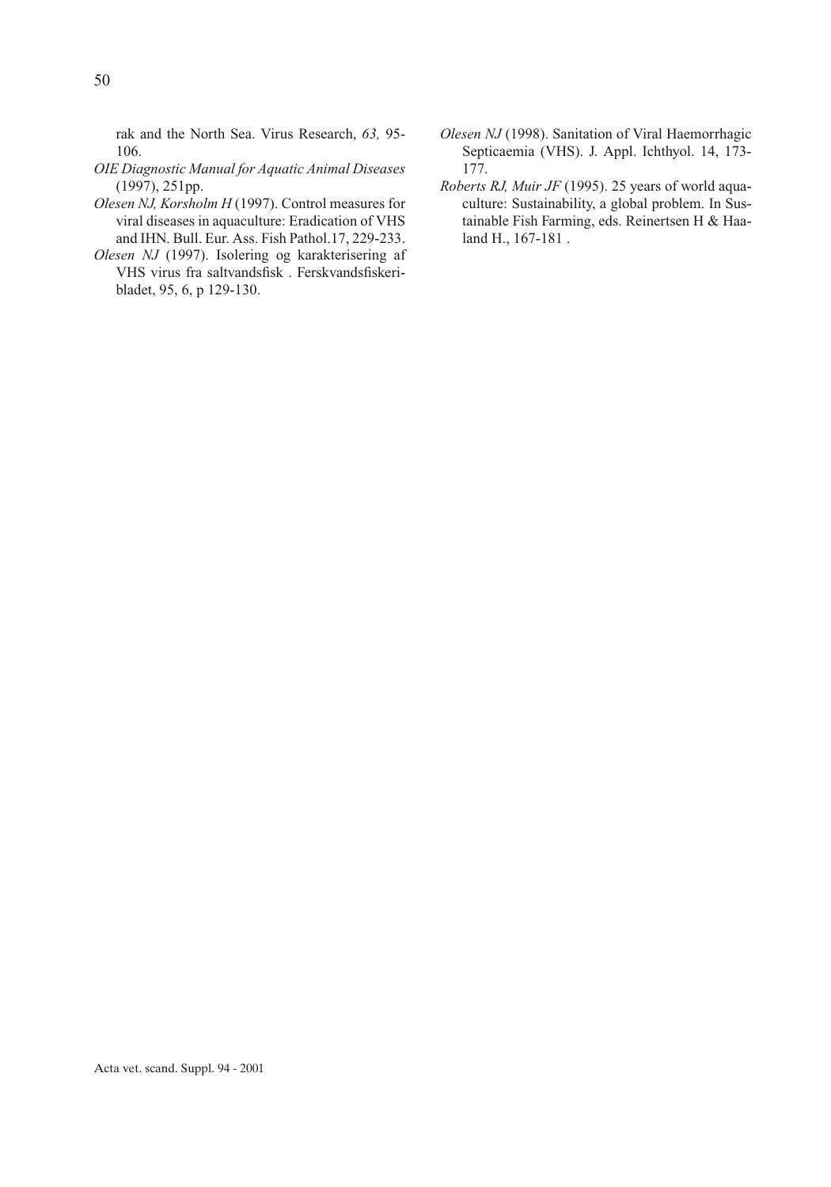rak and the North Sea. Virus Research, *63,* 95-106.

*OIE Diagnostic Manual for Aquatic Animal Diseases* (1997), 251pp.

*Olesen NJ, Korsholm H* (1997). Control measures for viral diseases in aquaculture: Eradication of VHS and IHN. Bull. Eur. Ass. Fish Pathol.17, 229-233.

*Olesen NJ* (1997). Isolering og karakterisering af VHS virus fra saltvandsfisk . Ferskvandsfiskeribladet, 95, 6, p 129-130.

*Olesen NJ* (1998). Sanitation of Viral Haemorrhagic Septicaemia (VHS). J. Appl. Ichthyol. 14, 173-177.

*Roberts RJ, Muir JF* (1995). 25 years of world aquaculture: Sustainability, a global problem. In Sustainable Fish Farming, eds. Reinertsen H & Haaland H., 167-181 .